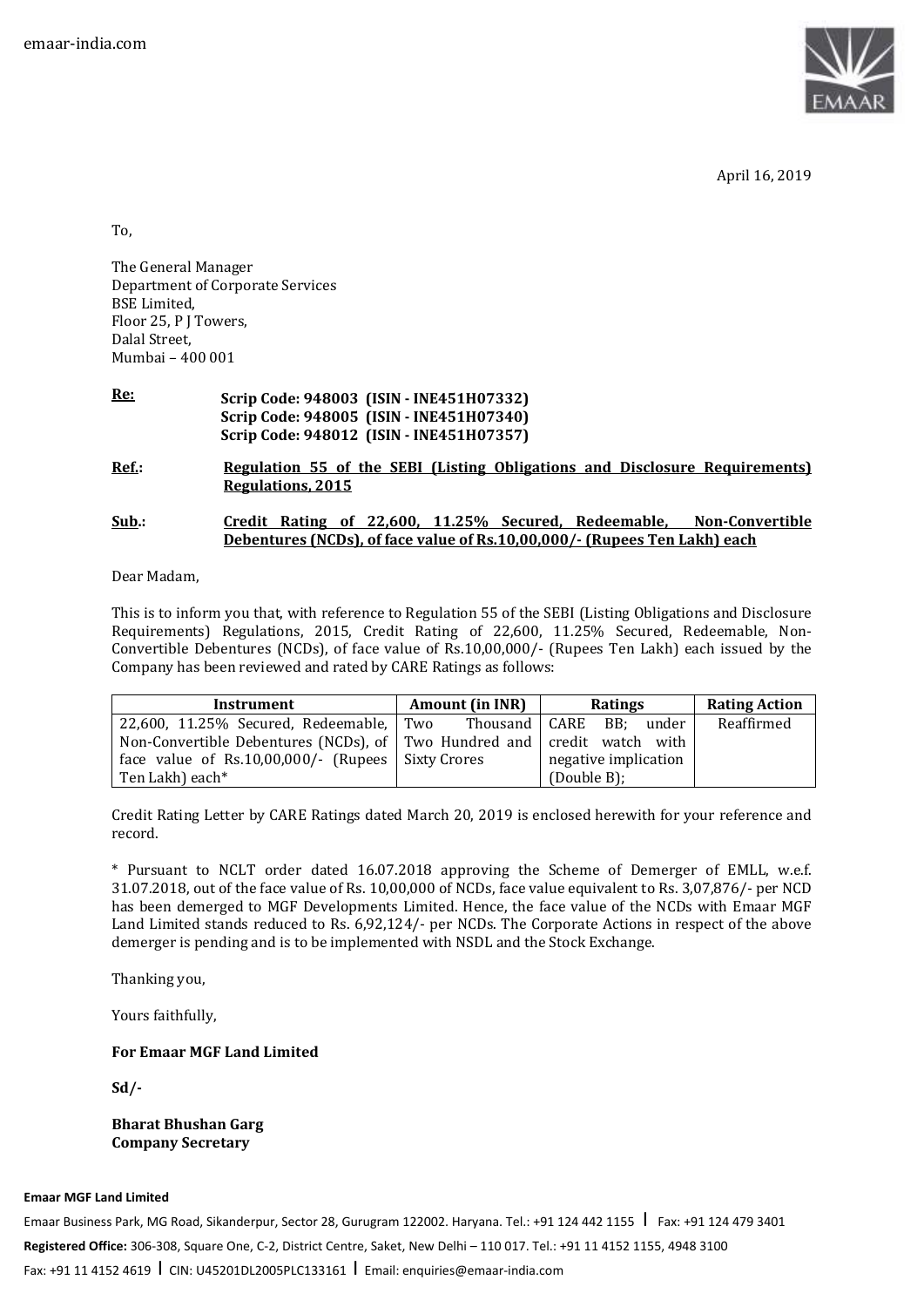emaar-india.com

April 16, 2019

To,

The General Manager
Department of Corporate Services
BSE Limited,
Floor 25, P J Towers,
Dalal Street,
Mumbai – 400 001

**Re:** **Scrip Code: 948003 (ISIN - INE451H07332)**
**Scrip Code: 948005 (ISIN - INE451H07340)**
**Scrip Code: 948012 (ISIN - INE451H07357)**

**Ref.:** **Regulation 55 of the SEBI (Listing Obligations and Disclosure Requirements) Regulations, 2015**

**Sub.:** **Credit Rating of 22,600, 11.25% Secured, Redeemable, Non-Convertible Debentures (NCDs), of face value of Rs.10,00,000/- (Rupees Ten Lakh) each**

Dear Madam,

This is to inform you that, with reference to Regulation 55 of the SEBI (Listing Obligations and Disclosure Requirements) Regulations, 2015, Credit Rating of 22,600, 11.25% Secured, Redeemable, Non-Convertible Debentures (NCDs), of face value of Rs.10,00,000/- (Rupees Ten Lakh) each issued by the Company has been reviewed and rated by CARE Ratings as follows:

| Instrument | Amount (in INR) | Ratings | Rating Action |
|---|---|---|---|
| 22,600, 11.25% Secured, Redeemable, Non-Convertible Debentures (NCDs), of face value of Rs.10,00,000/- (Rupees Ten Lakh) each* | Two Thousand Two Hundred and Sixty Crores | CARE BB; under credit watch with negative implication (Double B); | Reaffirmed |

Credit Rating Letter by CARE Ratings dated March 20, 2019 is enclosed herewith for your reference and record.

* Pursuant to NCLT order dated 16.07.2018 approving the Scheme of Demerger of EMLL, w.e.f. 31.07.2018, out of the face value of Rs. 10,00,000 of NCDs, face value equivalent to Rs. 3,07,876/- per NCD has been demerged to MGF Developments Limited. Hence, the face value of the NCDs with Emaar MGF Land Limited stands reduced to Rs. 6,92,124/- per NCDs. The Corporate Actions in respect of the above demerger is pending and is to be implemented with NSDL and the Stock Exchange.

Thanking you,

Yours faithfully,

**For Emaar MGF Land Limited**

**Sd/-**

**Bharat Bhushan Garg**
**Company Secretary**

**Emaar MGF Land Limited**

Emaar Business Park, MG Road, Sikanderpur, Sector 28, Gurugram 122002. Haryana. Tel.: +91 124 442 1155 | Fax: +91 124 479 3401
**Registered Office:** 306-308, Square One, C-2, District Centre, Saket, New Delhi – 110 017. Tel.: +91 11 4152 1155, 4948 3100
Fax: +91 11 4152 4619 | CIN: U45201DL2005PLC133161 | Email: enquiries@emaar-india.com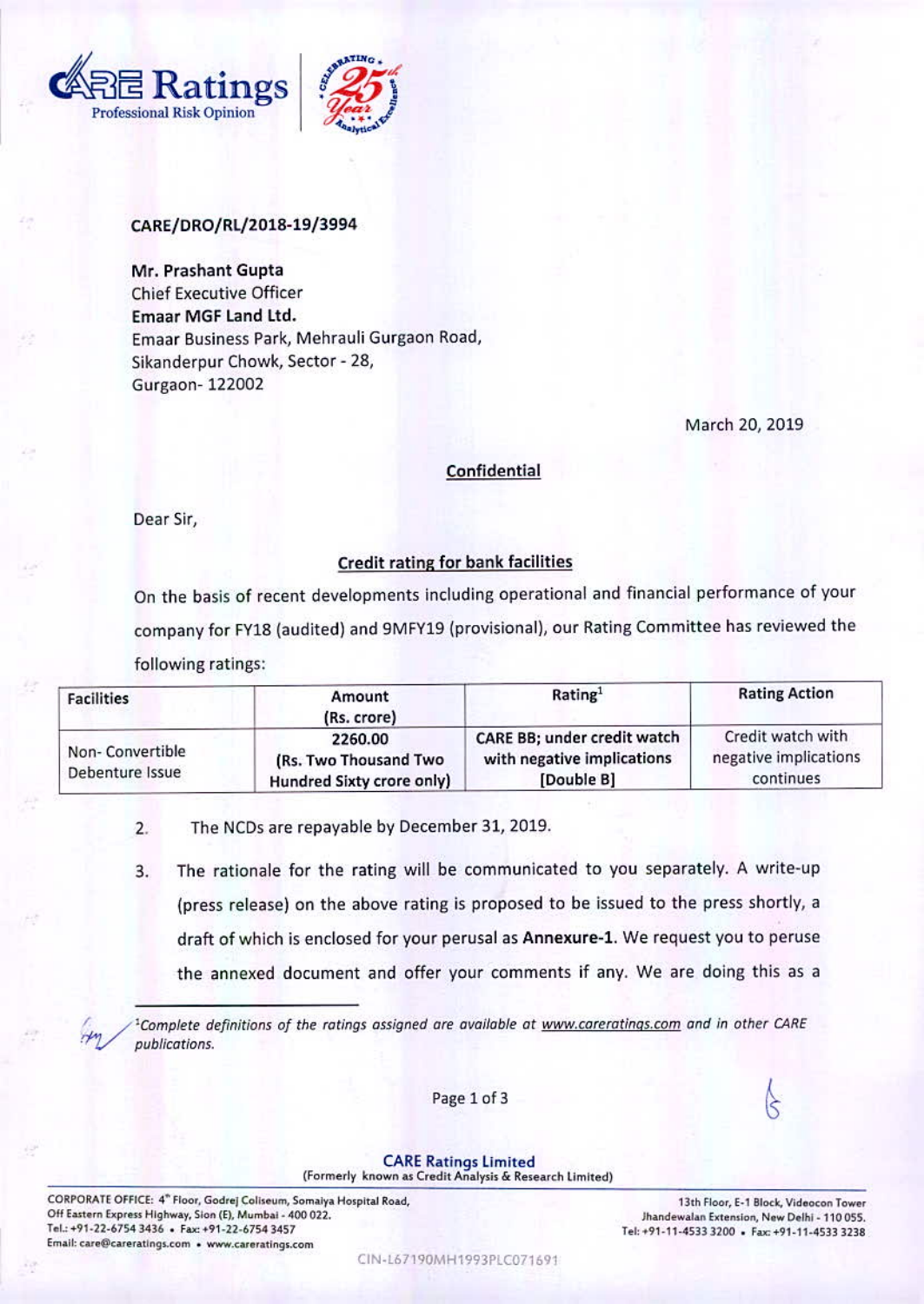CARE/DRO/RL/2018-19/3994

**Mr. Prashant Gupta**
Chief Executive Officer
**Emaar MGF Land Ltd.**
Emaar Business Park, Mehrauli Gurgaon Road,
Sikanderpur Chowk, Sector - 28,
Gurgaon- 122002

March 20, 2019

**Confidential**

Dear Sir,

**Credit rating for bank facilities**

On the basis of recent developments including operational and financial performance of your company for FY18 (audited) and 9MFY19 (provisional), our Rating Committee has reviewed the following ratings:

| Facilities | Amount (Rs. crore) | Rating[1] | Rating Action |
|---|---|---|---|
| Non- Convertible Debenture Issue | 2260.00 (Rs. Two Thousand Two Hundred Sixty crore only) | CARE BB; under credit watch with negative implications [Double B] | Credit watch with negative implications continues |

2. The NCDs are repayable by December 31, 2019.

3. The rationale for the rating will be communicated to you separately. A write-up (press release) on the above rating is proposed to be issued to the press shortly, a draft of which is enclosed for your perusal as **Annexure-1**. We request you to peruse the annexed document and offer your comments if any. We are doing this as a

[1]*Complete definitions of the ratings assigned are available at www.careratings.com and in other CARE publications.*

**CARE Ratings Limited**
(Formerly known as Credit Analysis & Research Limited)

CORPORATE OFFICE: 4th Floor, Godrej Coliseum, Somaiya Hospital Road, Off Eastern Express Highway, Sion (E), Mumbai - 400 022.
Tel.: +91-22-6754 3436 • Fax: +91-22-6754 3457
Email: care@careratings.com • www.careratings.com

13th Floor, E-1 Block, Videocon Tower Jhandewalan Extension, New Delhi - 110 055.
Tel: +91-11-4533 3200 • Fax: +91-11-4533 3238

CIN-L67190MH1993PLC071691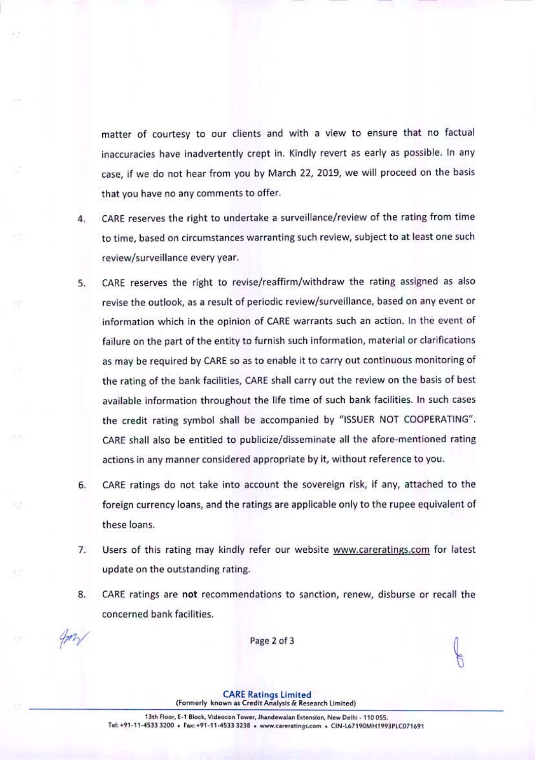matter of courtesy to our clients and with a view to ensure that no factual inaccuracies have inadvertently crept in. Kindly revert as early as possible. In any case, if we do not hear from you by March 22, 2019, we will proceed on the basis that you have no any comments to offer.

4. CARE reserves the right to undertake a surveillance/review of the rating from time to time, based on circumstances warranting such review, subject to at least one such review/surveillance every year.

5. CARE reserves the right to revise/reaffirm/withdraw the rating assigned as also revise the outlook, as a result of periodic review/surveillance, based on any event or information which in the opinion of CARE warrants such an action. In the event of failure on the part of the entity to furnish such information, material or clarifications as may be required by CARE so as to enable it to carry out continuous monitoring of the rating of the bank facilities, CARE shall carry out the review on the basis of best available information throughout the life time of such bank facilities. In such cases the credit rating symbol shall be accompanied by "ISSUER NOT COOPERATING". CARE shall also be entitled to publicize/disseminate all the afore-mentioned rating actions in any manner considered appropriate by it, without reference to you.

6. CARE ratings do not take into account the sovereign risk, if any, attached to the foreign currency loans, and the ratings are applicable only to the rupee equivalent of these loans.

7. Users of this rating may kindly refer our website www.careratings.com for latest update on the outstanding rating.

8. CARE ratings are **not** recommendations to sanction, renew, disburse or recall the concerned bank facilities.

**CARE Ratings Limited**
(Formerly known as Credit Analysis & Research Limited)

13th Floor, E-1 Block, Videocon Tower, Jhandewalan Extension, New Delhi - 110 055.
Tel: +91-11-4533 3200 • Fax: +91-11-4533 3238 • www.careratings.com • CIN-L67190MH1993PLC071691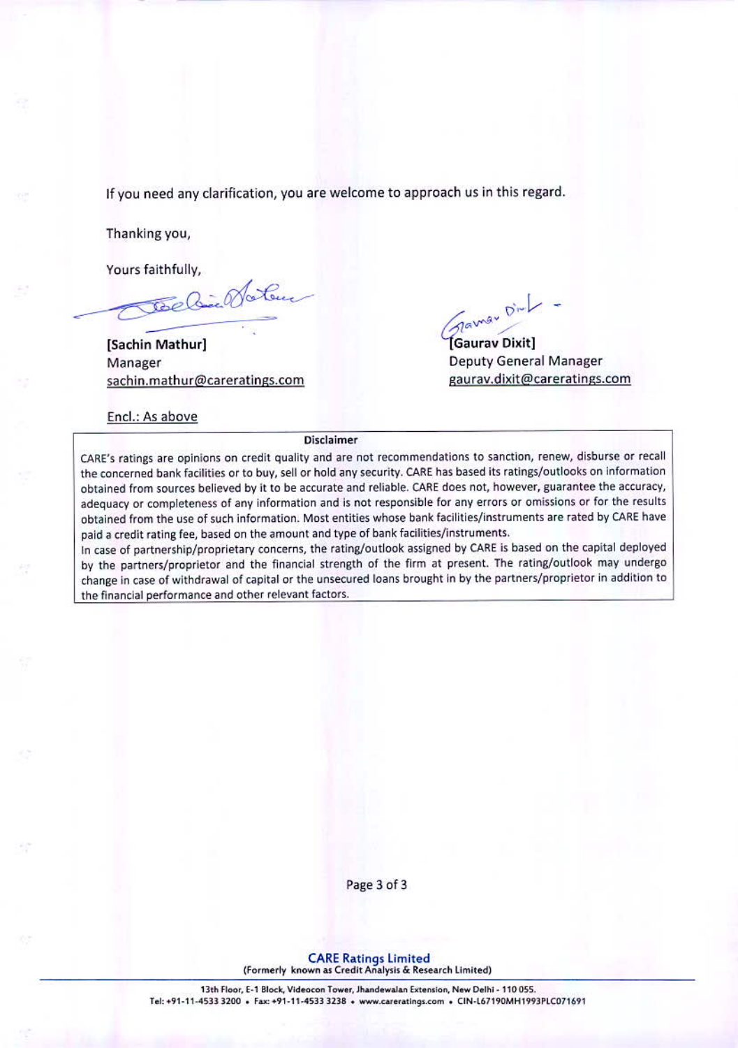If you need any clarification, you are welcome to approach us in this regard.

Thanking you,

Yours faithfully,

**[Sachin Mathur]**
Manager
sachin.mathur@careratings.com

**[Gaurav Dixit]**
Deputy General Manager
gaurav.dixit@careratings.com

Encl.: As above

**Disclaimer**

CARE's ratings are opinions on credit quality and are not recommendations to sanction, renew, disburse or recall the concerned bank facilities or to buy, sell or hold any security. CARE has based its ratings/outlooks on information obtained from sources believed by it to be accurate and reliable. CARE does not, however, guarantee the accuracy, adequacy or completeness of any information and is not responsible for any errors or omissions or for the results obtained from the use of such information. Most entities whose bank facilities/instruments are rated by CARE have paid a credit rating fee, based on the amount and type of bank facilities/instruments.

In case of partnership/proprietary concerns, the rating/outlook assigned by CARE is based on the capital deployed by the partners/proprietor and the financial strength of the firm at present. The rating/outlook may undergo change in case of withdrawal of capital or the unsecured loans brought in by the partners/proprietor in addition to the financial performance and other relevant factors.

**CARE Ratings Limited**
(Formerly known as Credit Analysis & Research Limited)

13th Floor, E-1 Block, Videocon Tower, Jhandewalan Extension, New Delhi - 110 055.
Tel: +91-11-4533 3200 • Fax: +91-11-4533 3238 • www.careratings.com • CIN-L67190MH1993PLC071691